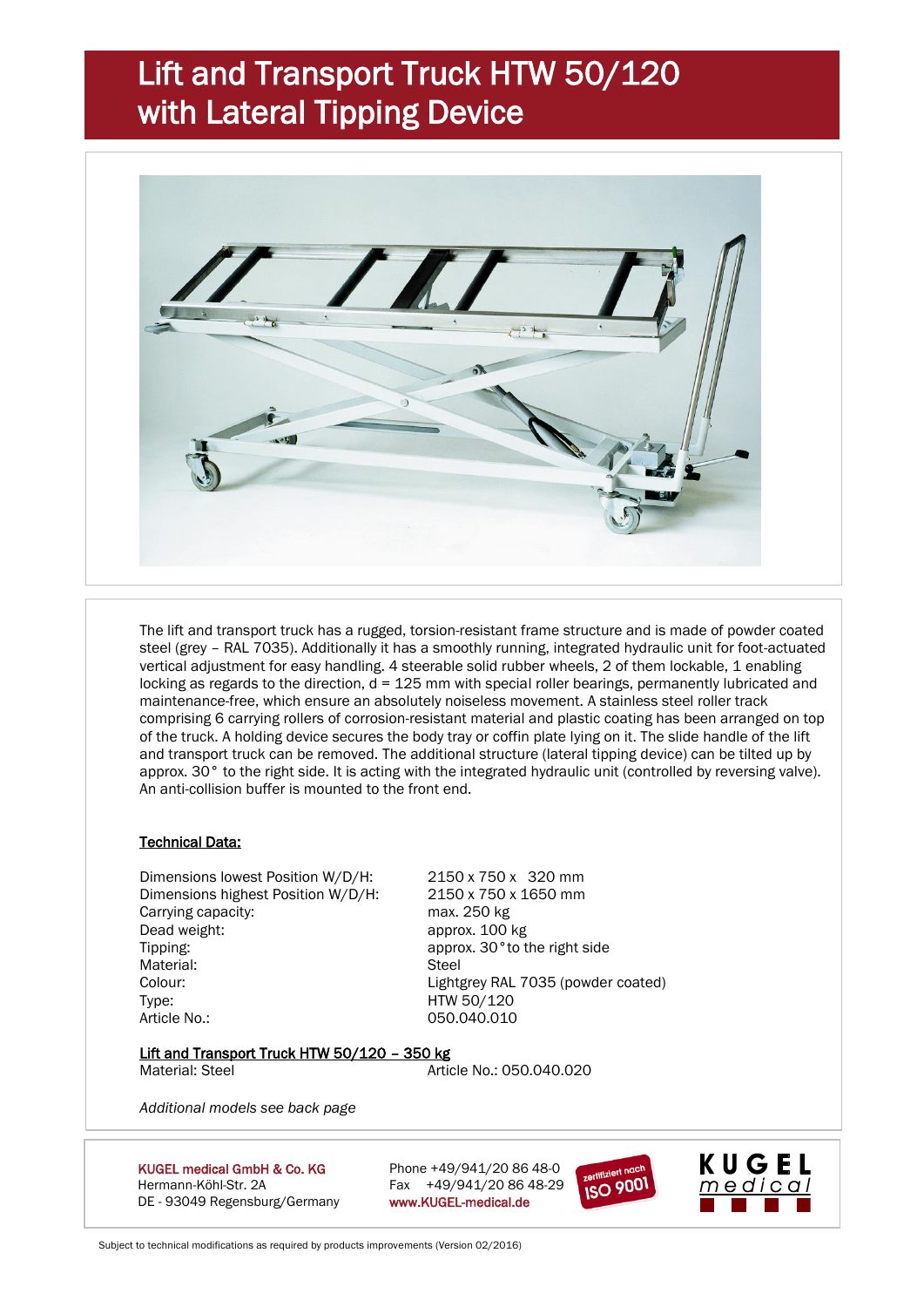# Lift and Transport Truck HTW 50/120 with Lateral Tipping Device

The lift and transport truck has a rugged, torsion-resistant frame structure and is made of powder coated steel (grey – RAL 7035). Additionally it has a smoothly running, integrated hydraulic unit for foot-actuated vertical adjustment for easy handling. 4 steerable solid rubber wheels, 2 of them lockable, 1 enabling locking as regards to the direction, d = 125 mm with special roller bearings, permanently lubricated and maintenance-free, which ensure an absolutely noiseless movement. A stainless steel roller track comprising 6 carrying rollers of corrosion-resistant material and plastic coating has been arranged on top of the truck. A holding device secures the body tray or coffin plate lying on it. The slide handle of the lift and transport truck can be removed. The additional structure (lateral tipping device) can be tilted up by approx. 30° to the right side. It is acting with the integrated hydraulic unit (controlled by reversing valve). An anti-collision buffer is mounted to the front end.

## Technical Data:

| | |
|---|---|
| Dimensions lowest Position W/D/H: | 2150 x 750 x 320 mm |
| Dimensions highest Position W/D/H: | 2150 x 750 x 1650 mm |
| Carrying capacity: | max. 250 kg |
| Dead weight: | approx. 100 kg |
| Tipping: | approx. 30° to the right side |
| Material: | Steel |
| Colour: | Lightgrey RAL 7035 (powder coated) |
| Type: | HTW 50/120 |
| Article No.: | 050.040.010 |

**Lift and Transport Truck HTW 50/120 – 350 kg**

Material: Steel    Article No.: 050.040.020

*Additional models see back page*

KUGEL medical GmbH & Co. KG
Hermann-Köhl-Str. 2A
DE - 93049 Regensburg/Germany

Phone +49/941/20 86 48-0
Fax +49/941/20 86 48-29
www.KUGEL-medical.de

zertifiziert nach ISO 9001

KUGEL medical

Subject to technical modifications as required by products improvements (Version 02/2016)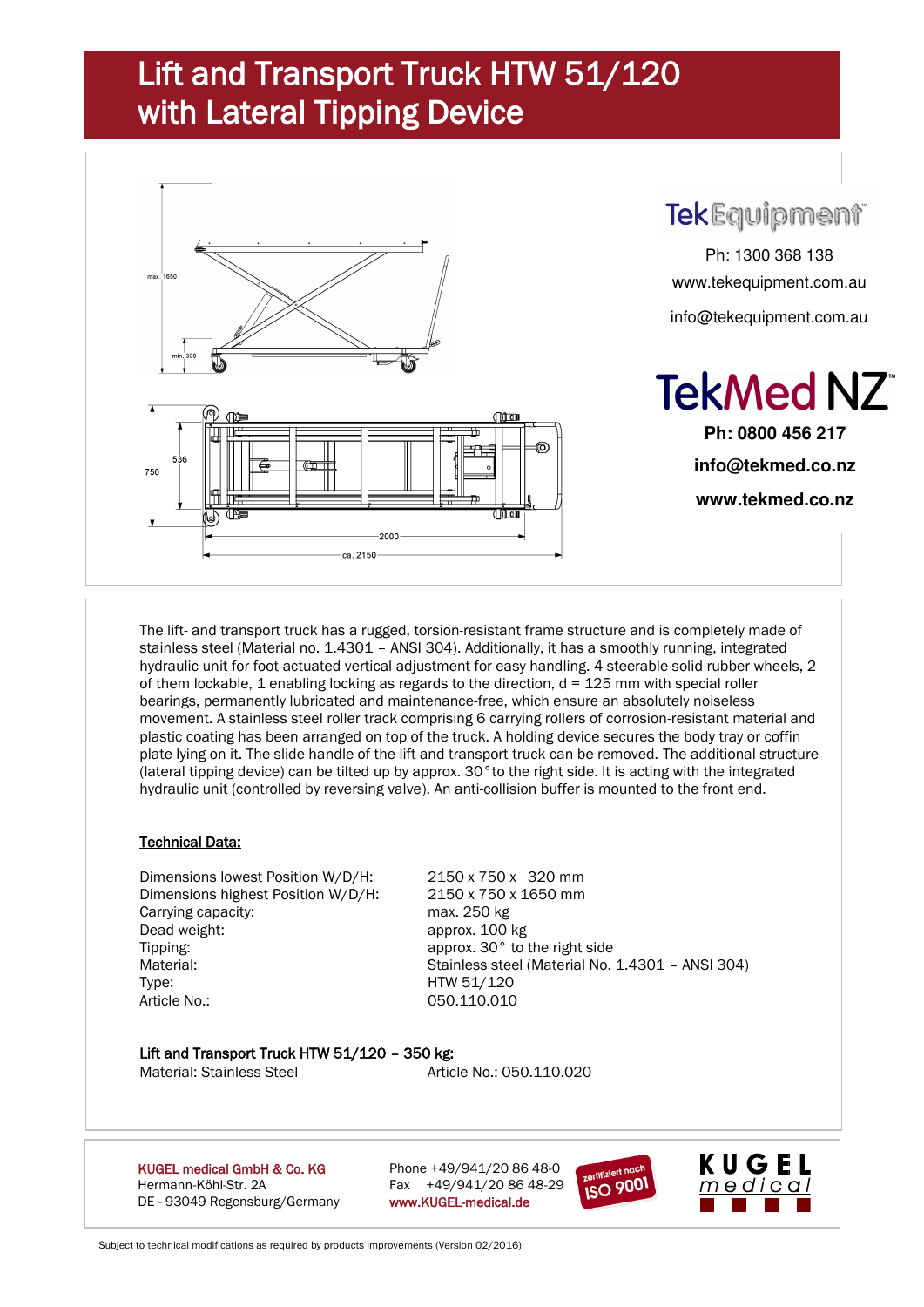# Lift and Transport Truck HTW 51/120 with Lateral Tipping Device

max. 1650

min. 300

750

536

2000

ca. 2150

TekEquipment

Ph: 1300 368 138

www.tekequipment.com.au

info@tekequipment.com.au

TekMed NZ

**Ph: 0800 456 217**

**info@tekmed.co.nz**

**www.tekmed.co.nz**

The lift- and transport truck has a rugged, torsion-resistant frame structure and is completely made of stainless steel (Material no. 1.4301 – ANSI 304). Additionally, it has a smoothly running, integrated hydraulic unit for foot-actuated vertical adjustment for easy handling. 4 steerable solid rubber wheels, 2 of them lockable, 1 enabling locking as regards to the direction, d = 125 mm with special roller bearings, permanently lubricated and maintenance-free, which ensure an absolutely noiseless movement. A stainless steel roller track comprising 6 carrying rollers of corrosion-resistant material and plastic coating has been arranged on top of the truck. A holding device secures the body tray or coffin plate lying on it. The slide handle of the lift and transport truck can be removed. The additional structure (lateral tipping device) can be tilted up by approx. 30° to the right side. It is acting with the integrated hydraulic unit (controlled by reversing valve). An anti-collision buffer is mounted to the front end.

**Technical Data:**

| | |
|---|---|
| Dimensions lowest Position W/D/H: | 2150 x 750 x 320 mm |
| Dimensions highest Position W/D/H: | 2150 x 750 x 1650 mm |
| Carrying capacity: | max. 250 kg |
| Dead weight: | approx. 100 kg |
| Tipping: | approx. 30° to the right side |
| Material: | Stainless steel (Material No. 1.4301 – ANSI 304) |
| Type: | HTW 51/120 |
| Article No.: | 050.110.010 |

**Lift and Transport Truck HTW 51/120 – 350 kg:**

Material: Stainless Steel    Article No.: 050.110.020

KUGEL medical GmbH & Co. KG
Hermann-Köhl-Str. 2A
DE - 93049 Regensburg/Germany

Phone +49/941/20 86 48-0
Fax +49/941/20 86 48-29
www.KUGEL-medical.de

zertifiziert nach ISO 9001

KUGEL medical

Subject to technical modifications as required by products improvements (Version 02/2016)